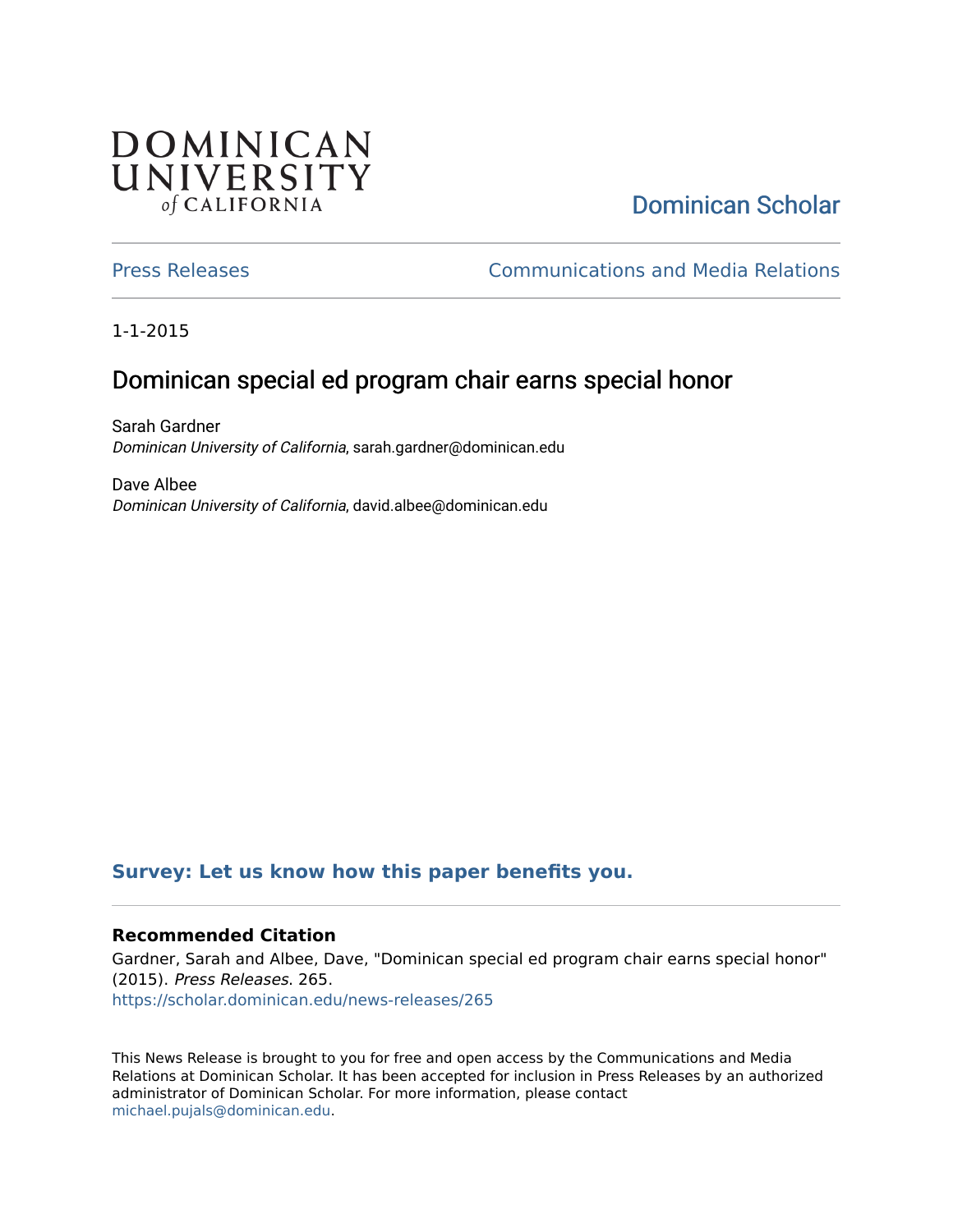DOMINICAN UNIVERSITY of CALIFORNIA

Dominican Scholar

Press Releases | Communications and Media Relations

1-1-2015

# Dominican special ed program chair earns special honor

Sarah Gardner
*Dominican University of California*, sarah.gardner@dominican.edu

Dave Albee
*Dominican University of California*, david.albee@dominican.edu

**Survey: Let us know how this paper benefits you.**

### Recommended Citation

Gardner, Sarah and Albee, Dave, "Dominican special ed program chair earns special honor" (2015). *Press Releases*. 265.
https://scholar.dominican.edu/news-releases/265

This News Release is brought to you for free and open access by the Communications and Media Relations at Dominican Scholar. It has been accepted for inclusion in Press Releases by an authorized administrator of Dominican Scholar. For more information, please contact michael.pujals@dominican.edu.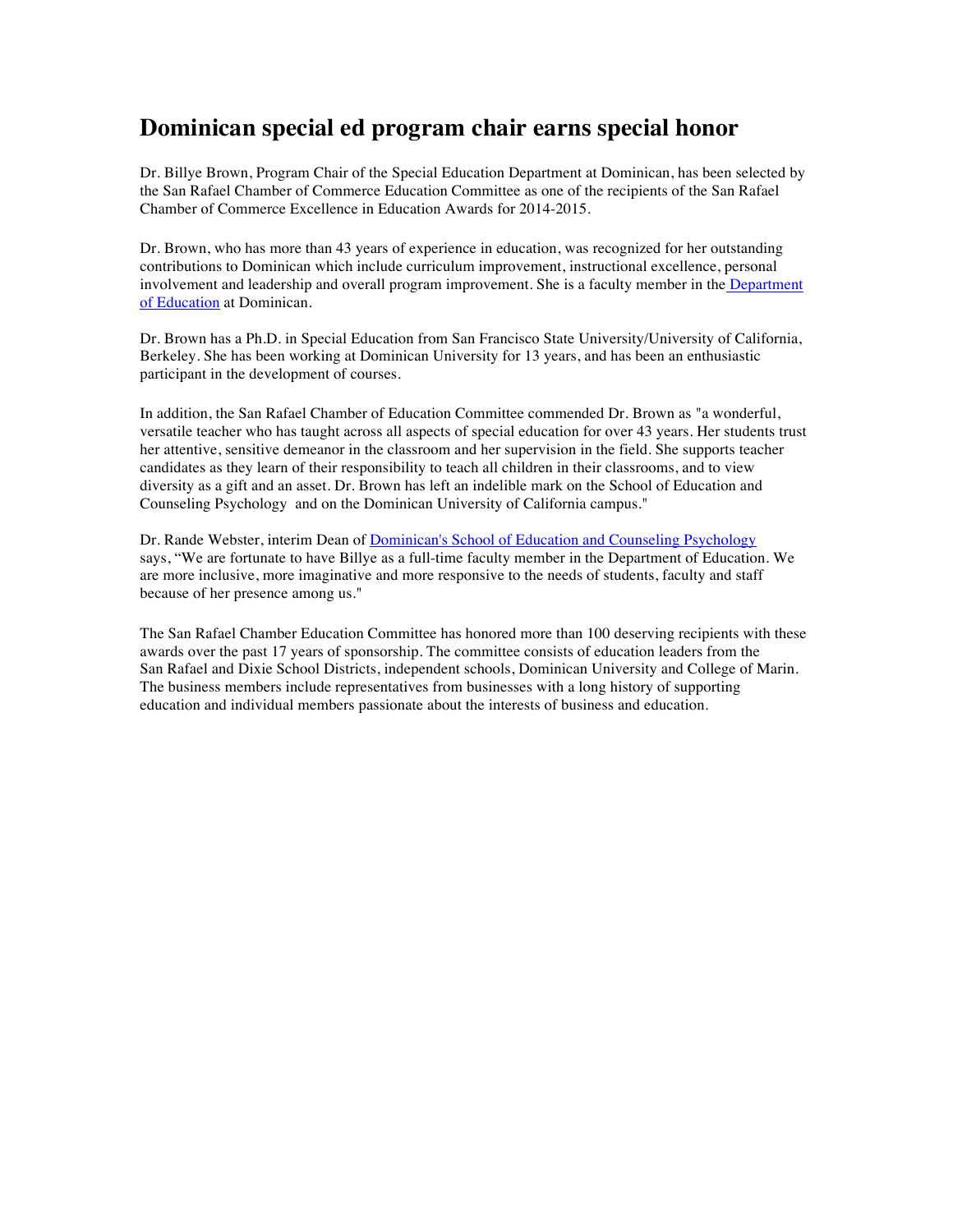# Dominican special ed program chair earns special honor

Dr. Billye Brown, Program Chair of the Special Education Department at Dominican, has been selected by the San Rafael Chamber of Commerce Education Committee as one of the recipients of the San Rafael Chamber of Commerce Excellence in Education Awards for 2014-2015.

Dr. Brown, who has more than 43 years of experience in education, was recognized for her outstanding contributions to Dominican which include curriculum improvement, instructional excellence, personal involvement and leadership and overall program improvement. She is a faculty member in the Department of Education at Dominican.

Dr. Brown has a Ph.D. in Special Education from San Francisco State University/University of California, Berkeley. She has been working at Dominican University for 13 years, and has been an enthusiastic participant in the development of courses.

In addition, the San Rafael Chamber of Education Committee commended Dr. Brown as "a wonderful, versatile teacher who has taught across all aspects of special education for over 43 years. Her students trust her attentive, sensitive demeanor in the classroom and her supervision in the field. She supports teacher candidates as they learn of their responsibility to teach all children in their classrooms, and to view diversity as a gift and an asset. Dr. Brown has left an indelible mark on the School of Education and Counseling Psychology and on the Dominican University of California campus."

Dr. Rande Webster, interim Dean of Dominican's School of Education and Counseling Psychology says, "We are fortunate to have Billye as a full-time faculty member in the Department of Education. We are more inclusive, more imaginative and more responsive to the needs of students, faculty and staff because of her presence among us."

The San Rafael Chamber Education Committee has honored more than 100 deserving recipients with these awards over the past 17 years of sponsorship. The committee consists of education leaders from the San Rafael and Dixie School Districts, independent schools, Dominican University and College of Marin. The business members include representatives from businesses with a long history of supporting education and individual members passionate about the interests of business and education.